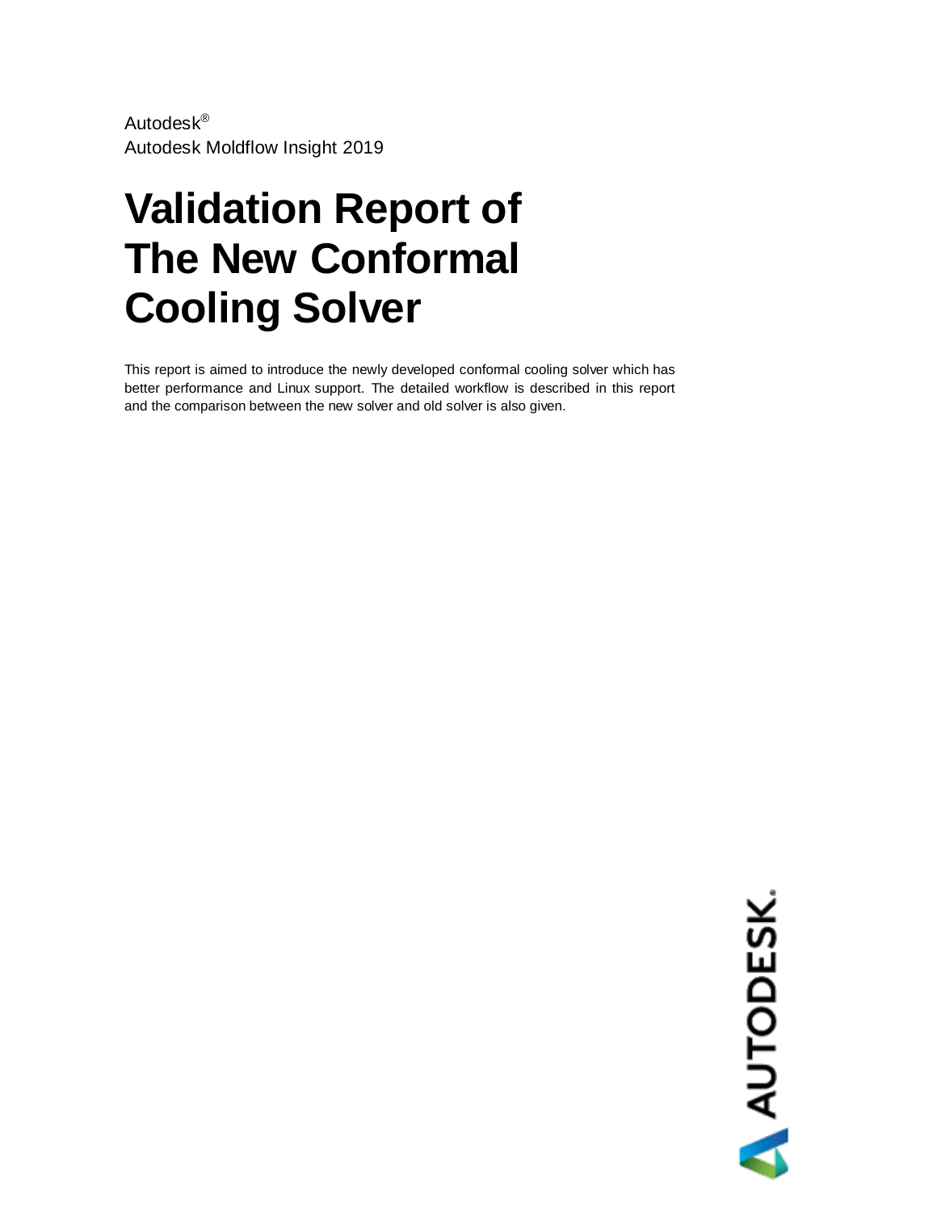Autodesk®
Autodesk Moldflow Insight 2019

# Validation Report of The New Conformal Cooling Solver

This report is aimed to introduce the newly developed conformal cooling solver which has better performance and Linux support. The detailed workflow is described in this report and the comparison between the new solver and old solver is also given.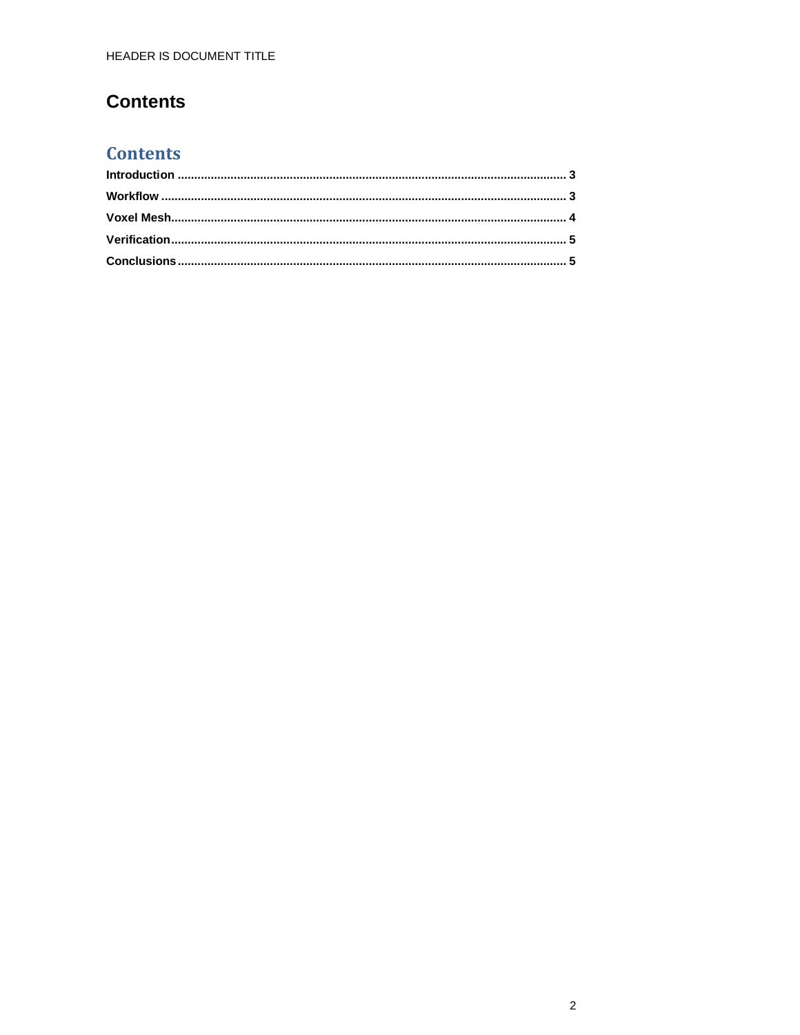# Contents

## Contents

**Introduction** ..................................................................................................................... **3**

**Workflow** ........................................................................................................................... **3**

**Voxel Mesh**........................................................................................................................ **4**

**Verification**....................................................................................................................... **5**

**Conclusions**..................................................................................................................... **5**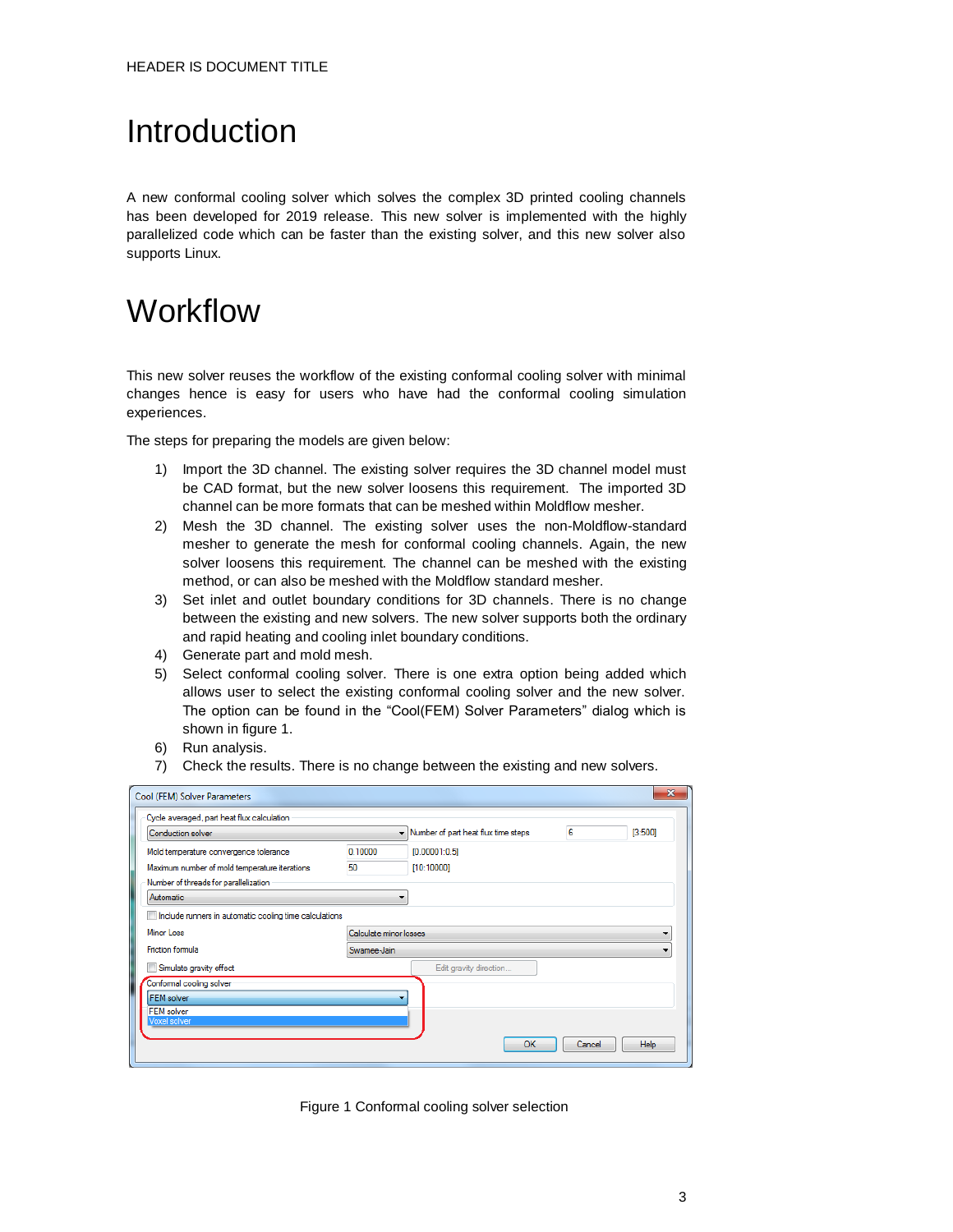# Introduction

A new conformal cooling solver which solves the complex 3D printed cooling channels has been developed for 2019 release. This new solver is implemented with the highly parallelized code which can be faster than the existing solver, and this new solver also supports Linux.

# Workflow

This new solver reuses the workflow of the existing conformal cooling solver with minimal changes hence is easy for users who have had the conformal cooling simulation experiences.

The steps for preparing the models are given below:

1) Import the 3D channel. The existing solver requires the 3D channel model must be CAD format, but the new solver loosens this requirement. The imported 3D channel can be more formats that can be meshed within Moldflow mesher.
2) Mesh the 3D channel. The existing solver uses the non-Moldflow-standard mesher to generate the mesh for conformal cooling channels. Again, the new solver loosens this requirement. The channel can be meshed with the existing method, or can also be meshed with the Moldflow standard mesher.
3) Set inlet and outlet boundary conditions for 3D channels. There is no change between the existing and new solvers. The new solver supports both the ordinary and rapid heating and cooling inlet boundary conditions.
4) Generate part and mold mesh.
5) Select conformal cooling solver. There is one extra option being added which allows user to select the existing conformal cooling solver and the new solver. The option can be found in the "Cool(FEM) Solver Parameters" dialog which is shown in figure 1.
6) Run analysis.
7) Check the results. There is no change between the existing and new solvers.

Figure 1 Conformal cooling solver selection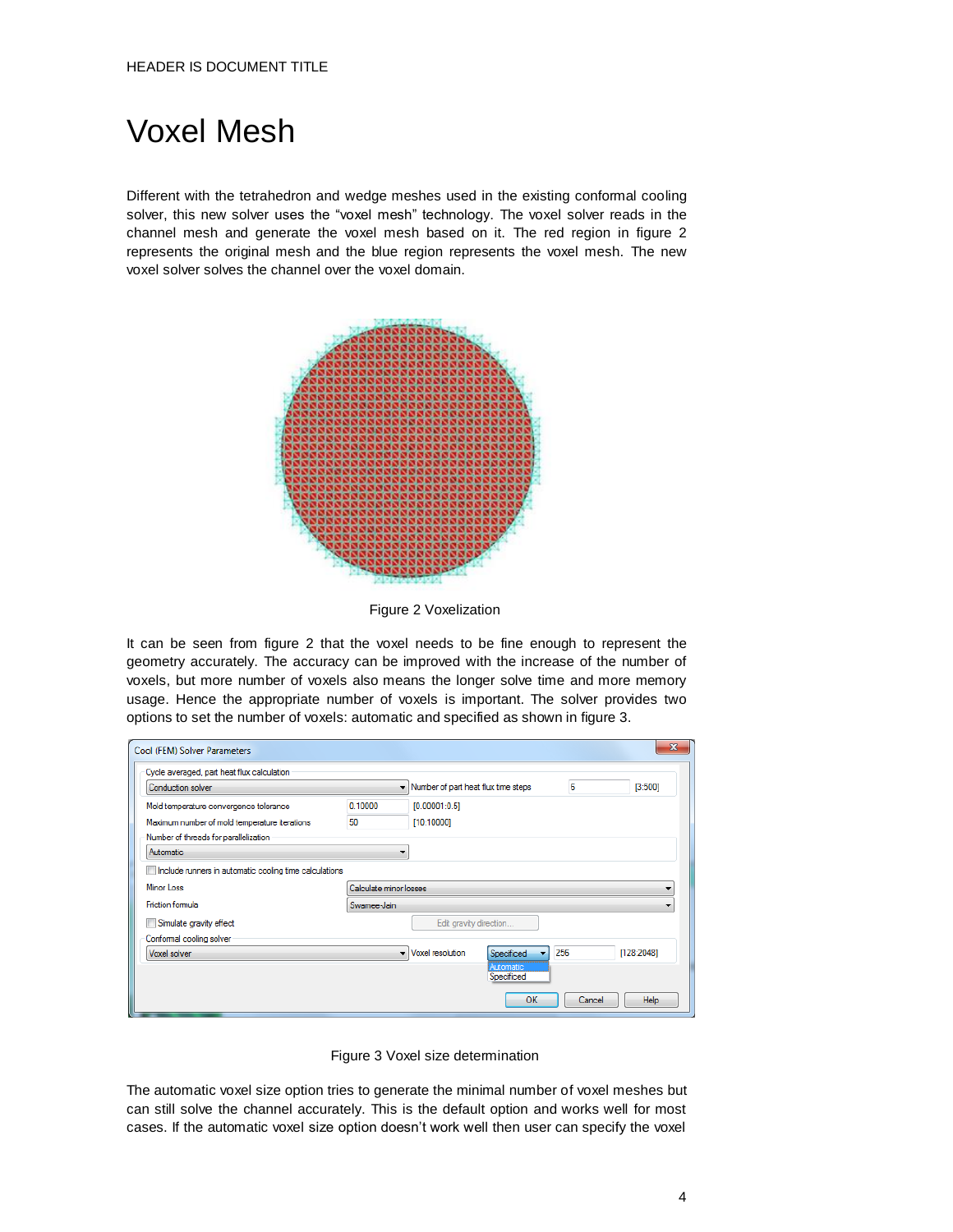# Voxel Mesh

Different with the tetrahedron and wedge meshes used in the existing conformal cooling solver, this new solver uses the "voxel mesh" technology. The voxel solver reads in the channel mesh and generate the voxel mesh based on it. The red region in figure 2 represents the original mesh and the blue region represents the voxel mesh. The new voxel solver solves the channel over the voxel domain.

Figure 2 Voxelization

It can be seen from figure 2 that the voxel needs to be fine enough to represent the geometry accurately. The accuracy can be improved with the increase of the number of voxels, but more number of voxels also means the longer solve time and more memory usage. Hence the appropriate number of voxels is important. The solver provides two options to set the number of voxels: automatic and specified as shown in figure 3.

Figure 3 Voxel size determination

The automatic voxel size option tries to generate the minimal number of voxel meshes but can still solve the channel accurately. This is the default option and works well for most cases. If the automatic voxel size option doesn't work well then user can specify the voxel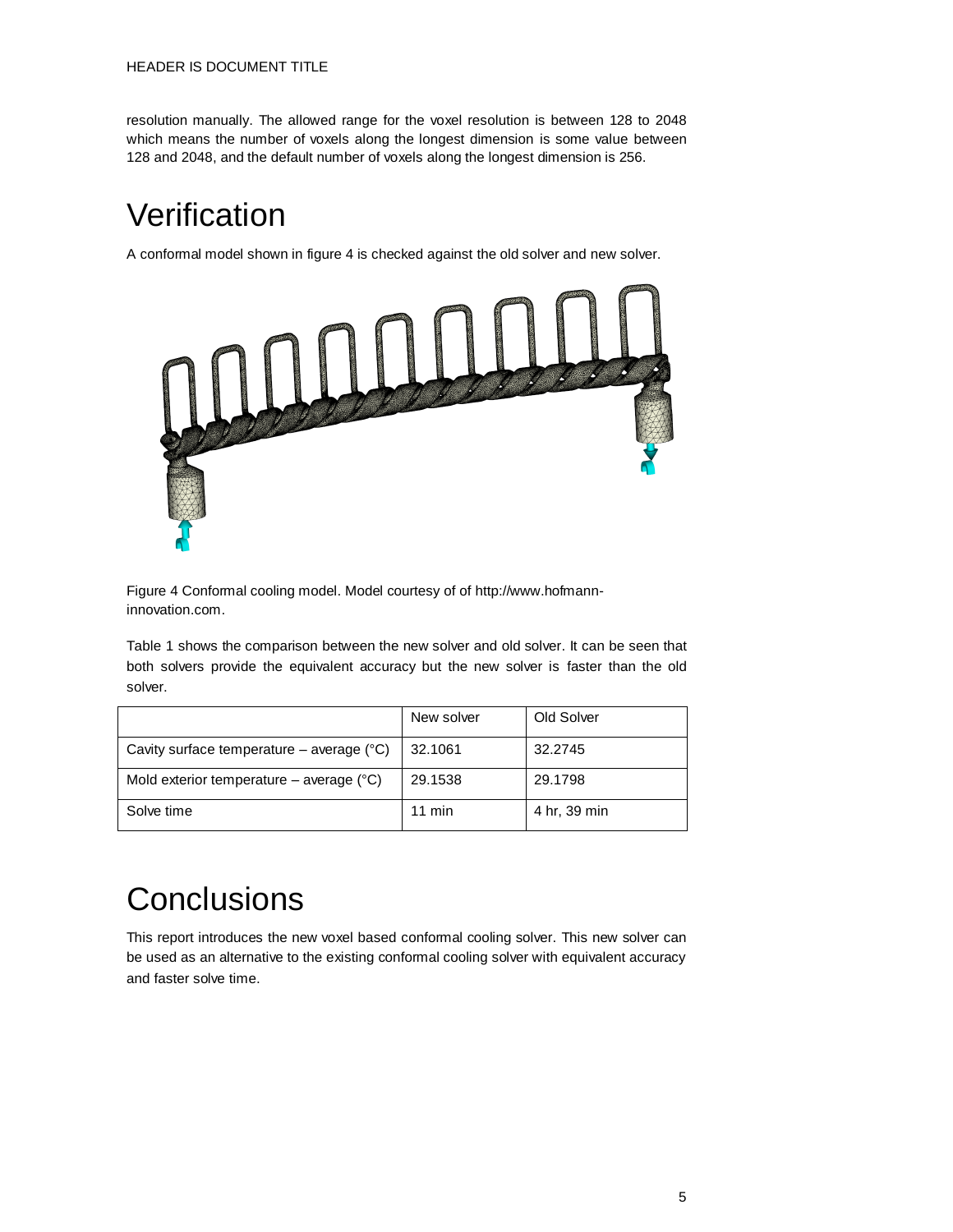resolution manually. The allowed range for the voxel resolution is between 128 to 2048 which means the number of voxels along the longest dimension is some value between 128 and 2048, and the default number of voxels along the longest dimension is 256.

# Verification

A conformal model shown in figure 4 is checked against the old solver and new solver.

Figure 4 Conformal cooling model. Model courtesy of of http://www.hofmann-innovation.com.

Table 1 shows the comparison between the new solver and old solver. It can be seen that both solvers provide the equivalent accuracy but the new solver is faster than the old solver.

| | New solver | Old Solver |
|---|---|---|
| Cavity surface temperature – average (°C) | 32.1061 | 32.2745 |
| Mold exterior temperature – average (°C) | 29.1538 | 29.1798 |
| Solve time | 11 min | 4 hr, 39 min |

# Conclusions

This report introduces the new voxel based conformal cooling solver. This new solver can be used as an alternative to the existing conformal cooling solver with equivalent accuracy and faster solve time.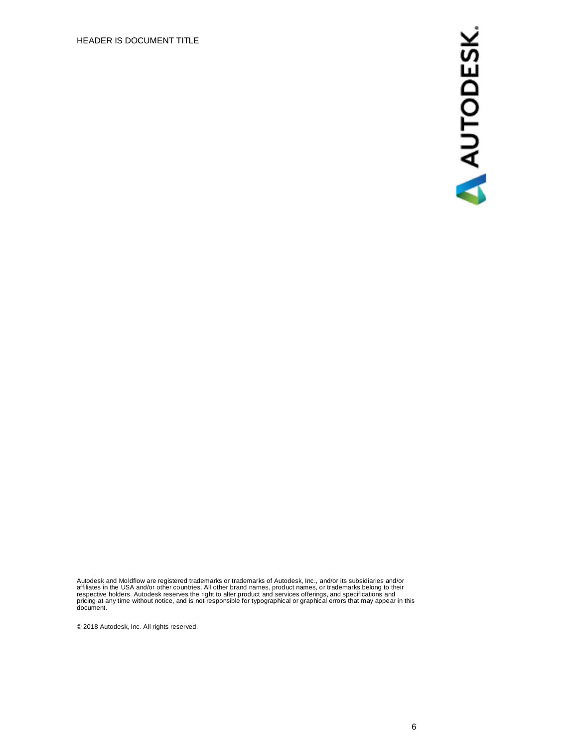Autodesk and Moldflow are registered trademarks or trademarks of Autodesk, Inc., and/or its subsidiaries and/or affiliates in the USA and/or other countries. All other brand names, product names, or trademarks belong to their respective holders. Autodesk reserves the right to alter product and services offerings, and specifications and pricing at any time without notice, and is not responsible for typographical or graphical errors that may appear in this document.

© 2018 Autodesk, Inc. All rights reserved.